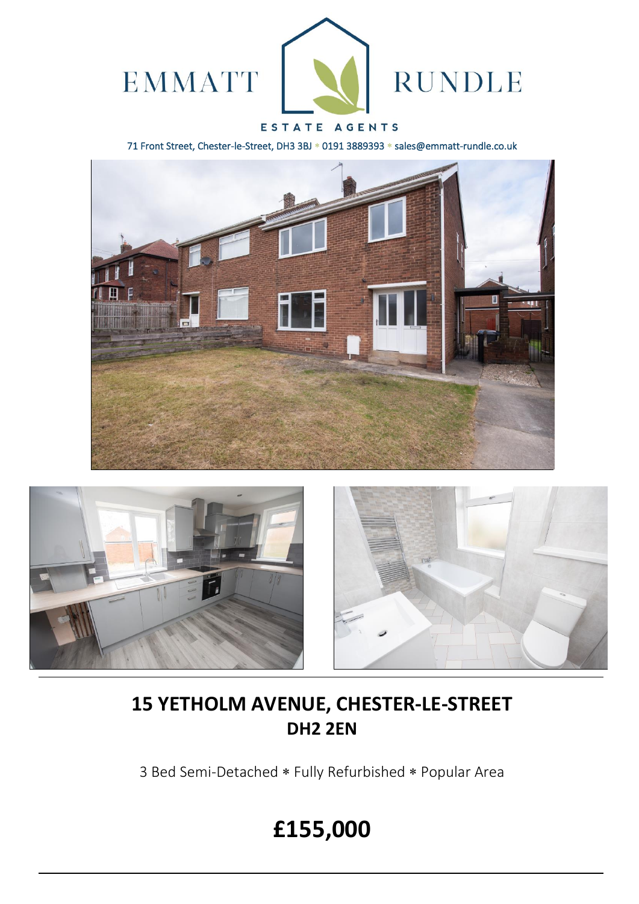EMMATT RUNDLE

ESTATE AGENTS

71 Front Street, Chester-le-Street, DH3 3BJ * 0191 3889393 * sales@emmatt-rundle.co.uk

# 15 YETHOLM AVENUE, CHESTER-LE-STREET
## DH2 2EN

3 Bed Semi-Detached * Fully Refurbished * Popular Area

# £155,000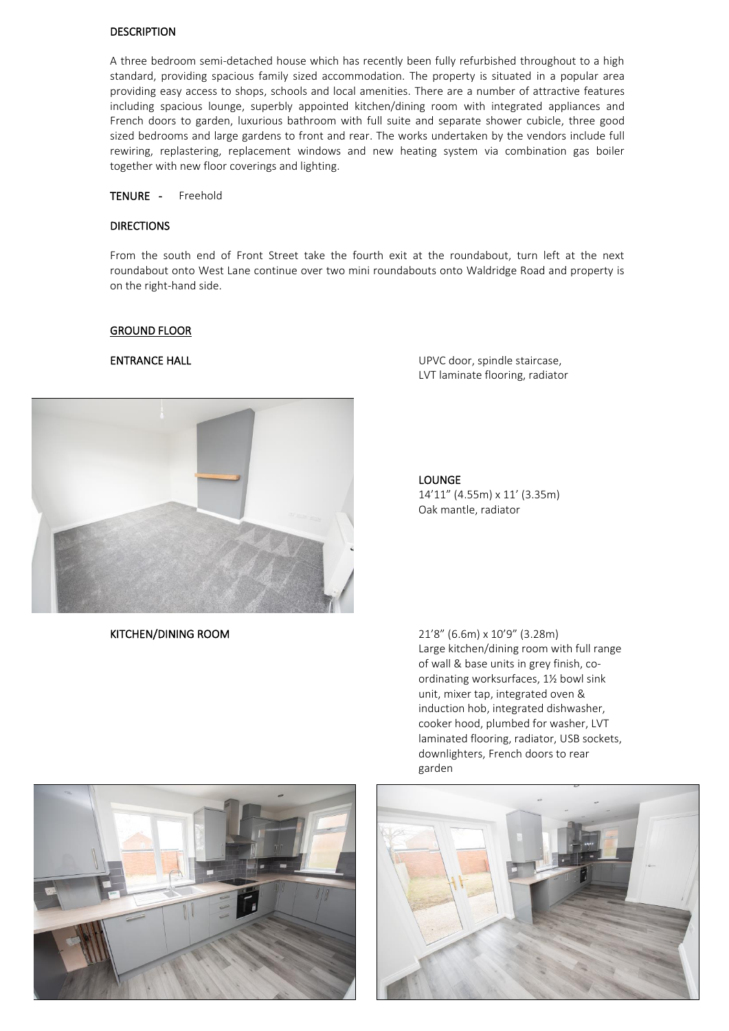## DESCRIPTION

A three bedroom semi-detached house which has recently been fully refurbished throughout to a high standard, providing spacious family sized accommodation. The property is situated in a popular area providing easy access to shops, schools and local amenities. There are a number of attractive features including spacious lounge, superbly appointed kitchen/dining room with integrated appliances and French doors to garden, luxurious bathroom with full suite and separate shower cubicle, three good sized bedrooms and large gardens to front and rear. The works undertaken by the vendors include full rewiring, replastering, replacement windows and new heating system via combination gas boiler together with new floor coverings and lighting.

**TENURE** - Freehold

## DIRECTIONS

From the south end of Front Street take the fourth exit at the roundabout, turn left at the next roundabout onto West Lane continue over two mini roundabouts onto Waldridge Road and property is on the right-hand side.

## GROUND FLOOR

**ENTRANCE HALL**

UPVC door, spindle staircase, LVT laminate flooring, radiator

**LOUNGE**

14’11” (4.55m) x 11’ (3.35m)
Oak mantle, radiator

**KITCHEN/DINING ROOM**

21’8” (6.6m) x 10’9” (3.28m)
Large kitchen/dining room with full range of wall & base units in grey finish, co-ordinating worksurfaces, 1½ bowl sink unit, mixer tap, integrated oven & induction hob, integrated dishwasher, cooker hood, plumbed for washer, LVT laminated flooring, radiator, USB sockets, downlighters, French doors to rear garden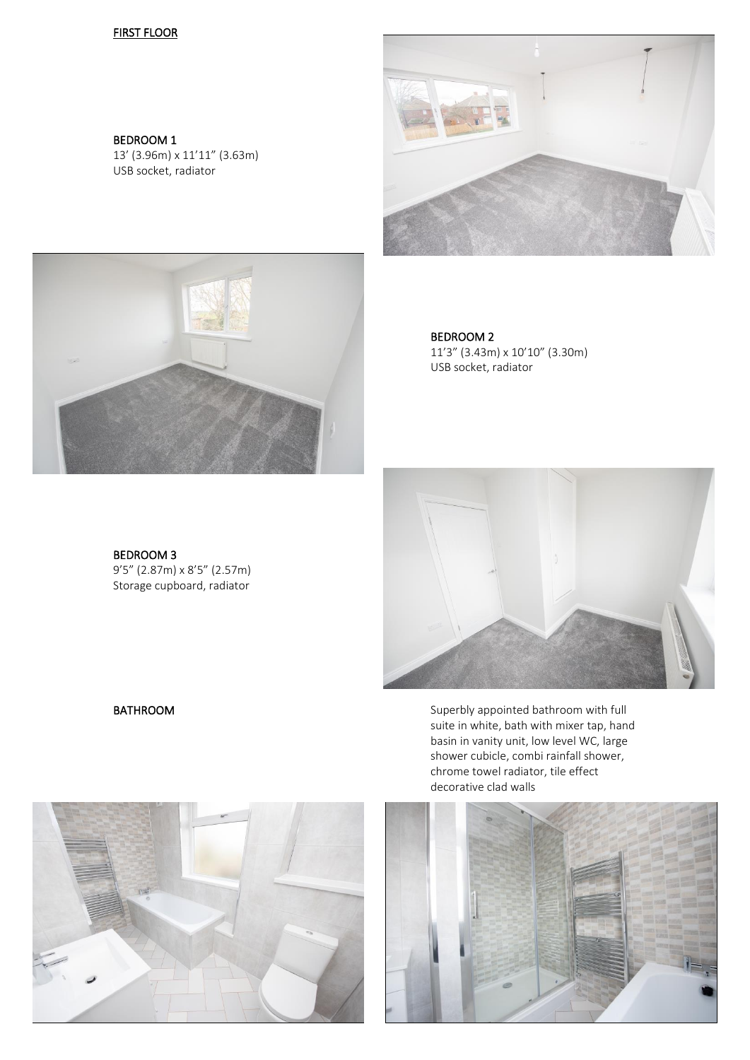## FIRST FLOOR

### BEDROOM 1
13' (3.96m) x 11'11" (3.63m)
USB socket, radiator

### BEDROOM 2
11'3" (3.43m) x 10'10" (3.30m)
USB socket, radiator

### BEDROOM 3
9'5" (2.87m) x 8'5" (2.57m)
Storage cupboard, radiator

### BATHROOM
Superbly appointed bathroom with full suite in white, bath with mixer tap, hand basin in vanity unit, low level WC, large shower cubicle, combi rainfall shower, chrome towel radiator, tile effect decorative clad walls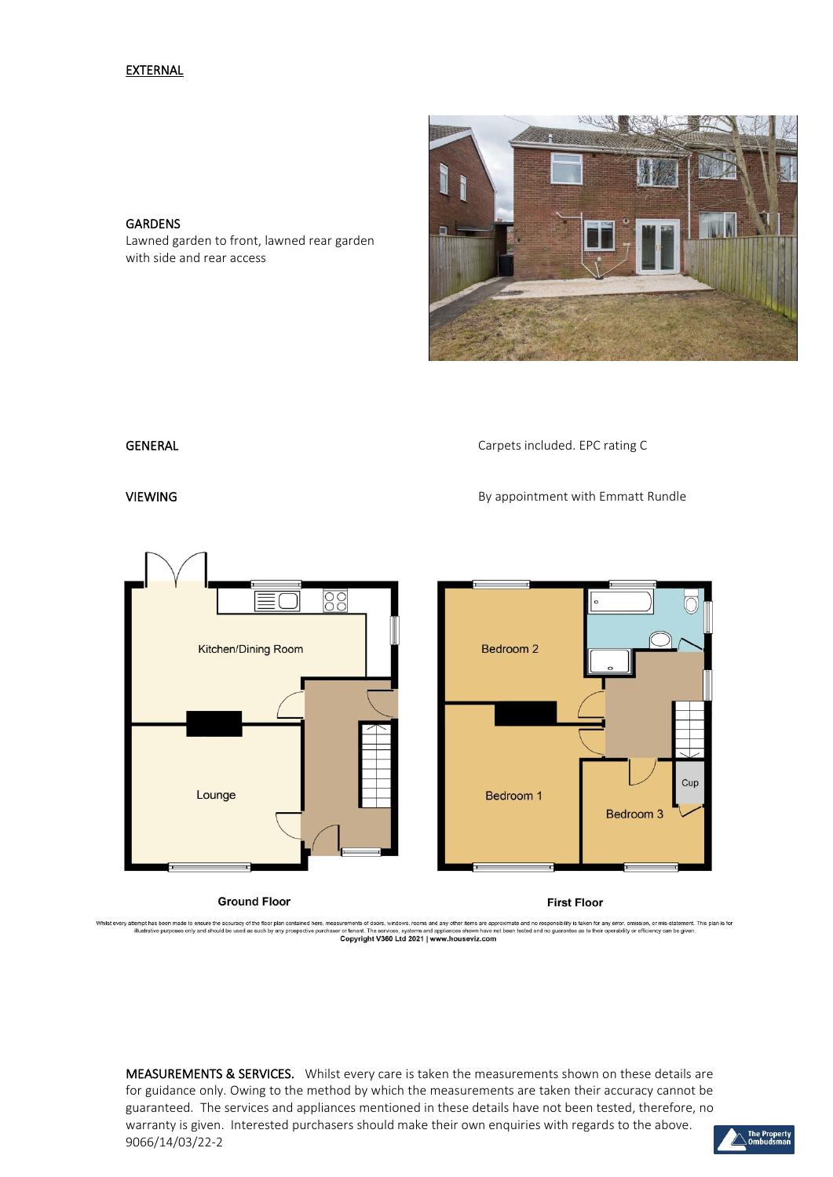EXTERNAL

GARDENS
Lawned garden to front, lawned rear garden with side and rear access

GENERAL

Carpets included. EPC rating C

VIEWING

By appointment with Emmatt Rundle

Kitchen/Dining Room

Lounge

Ground Floor

Bedroom 2

Bedroom 1

Cup

Bedroom 3

First Floor

Whilst every attempt has been made to ensure the accuracy of the floor plan contained here, measurements of doors, windows, rooms and any other items are approximate and no responsibility is taken for any error, omission, or mis-statement. This plan is for illustrative purposes only and should be used as such by any prospective purchaser or tenant. The services, systems and appliances shown have not been tested and no guarantee as to their operability or efficiency can be given.
**Copyright V360 Ltd 2021 | www.houseviz.com**

MEASUREMENTS & SERVICES. Whilst every care is taken the measurements shown on these details are for guidance only. Owing to the method by which the measurements are taken their accuracy cannot be guaranteed. The services and appliances mentioned in these details have not been tested, therefore, no warranty is given. Interested purchasers should make their own enquiries with regards to the above.
9066/14/03/22-2

The Property Ombudsman